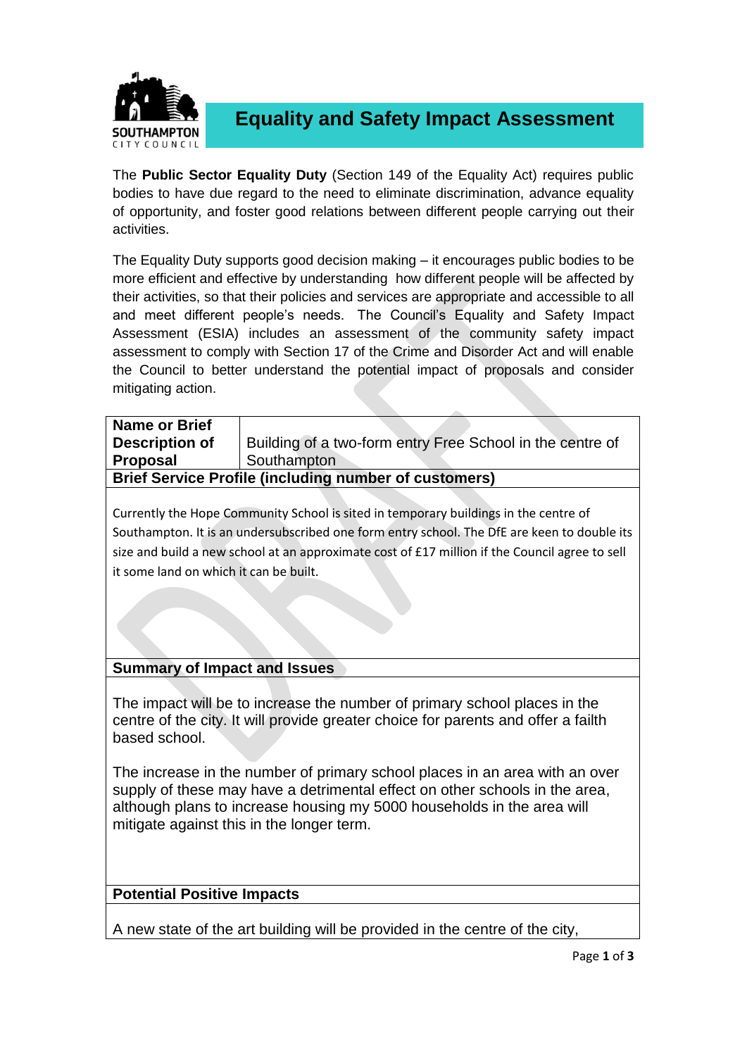# Equality and Safety Impact Assessment

The **Public Sector Equality Duty** (Section 149 of the Equality Act) requires public bodies to have due regard to the need to eliminate discrimination, advance equality of opportunity, and foster good relations between different people carrying out their activities.

The Equality Duty supports good decision making – it encourages public bodies to be more efficient and effective by understanding how different people will be affected by their activities, so that their policies and services are appropriate and accessible to all and meet different people's needs. The Council's Equality and Safety Impact Assessment (ESIA) includes an assessment of the community safety impact assessment to comply with Section 17 of the Crime and Disorder Act and will enable the Council to better understand the potential impact of proposals and consider mitigating action.

| **Name or Brief Description of Proposal** | Building of a two-form entry Free School in the centre of Southampton |
|---|---|
| **Brief Service Profile (including number of customers)** | |
| Currently the Hope Community School is sited in temporary buildings in the centre of Southampton. It is an undersubscribed one form entry school. The DfE are keen to double its size and build a new school at an approximate cost of £17 million if the Council agree to sell it some land on which it can be built. | |
| **Summary of Impact and Issues** | |
| The impact will be to increase the number of primary school places in the centre of the city. It will provide greater choice for parents and offer a faith based school.<br><br>The increase in the number of primary school places in an area with an over supply of these may have a detrimental effect on other schools in the area, although plans to increase housing my 5000 households in the area will mitigate against this in the longer term. | |
| **Potential Positive Impacts** | |
| A new state of the art building will be provided in the centre of the city, | |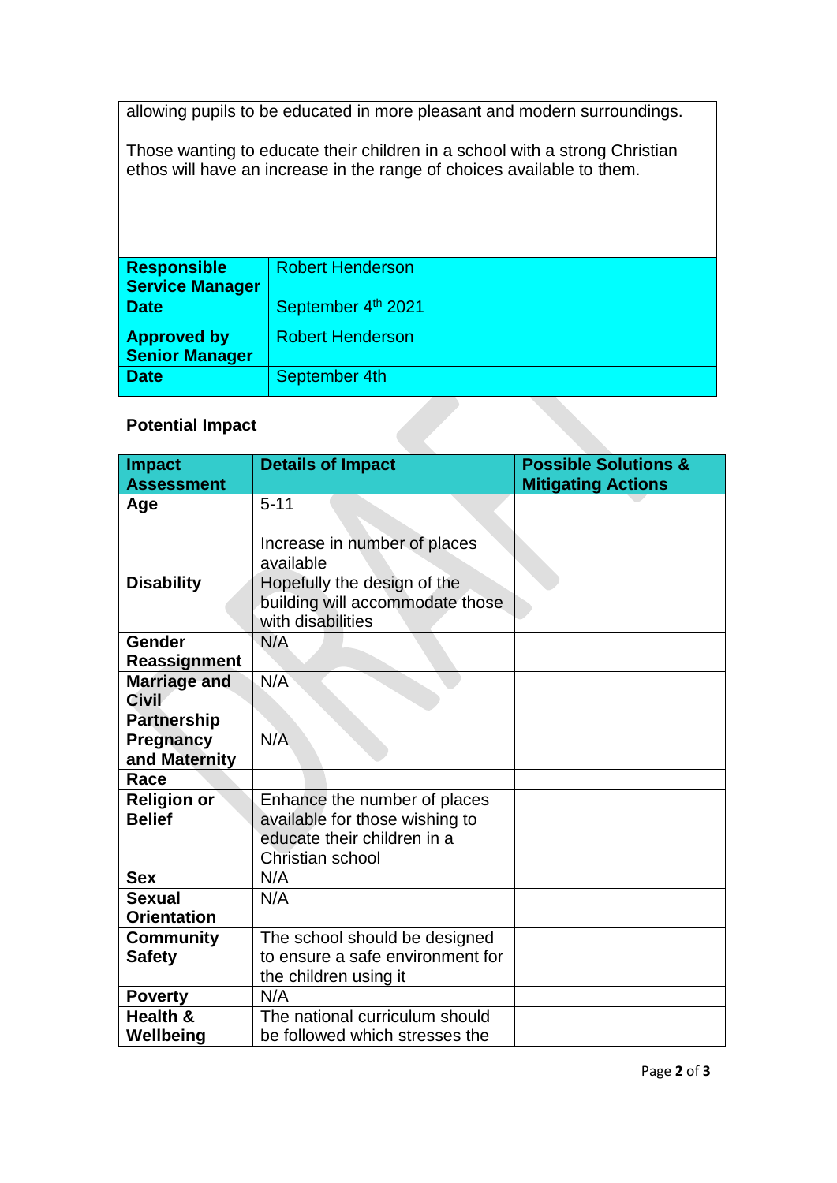| allowing pupils to be educated in more pleasant and modern surroundings.<br><br>Those wanting to educate their children in a school with a strong Christian ethos will have an increase in the range of choices available to them. |
|---|

| **Responsible Service Manager** | Robert Henderson |
|---|---|
| **Date** | September 4th 2021 |
| **Approved by Senior Manager** | Robert Henderson |
| **Date** | September 4th |

**Potential Impact**

| Impact Assessment | Details of Impact | Possible Solutions & Mitigating Actions |
|---|---|---|
| **Age** | 5-11<br><br>Increase in number of places available | |
| **Disability** | Hopefully the design of the building will accommodate those with disabilities | |
| **Gender Reassignment** | N/A | |
| **Marriage and Civil Partnership** | N/A | |
| **Pregnancy and Maternity** | N/A | |
| **Race** | | |
| **Religion or Belief** | Enhance the number of places available for those wishing to educate their children in a Christian school | |
| **Sex** | N/A | |
| **Sexual Orientation** | N/A | |
| **Community Safety** | The school should be designed to ensure a safe environment for the children using it | |
| **Poverty** | N/A | |
| **Health & Wellbeing** | The national curriculum should be followed which stresses the | |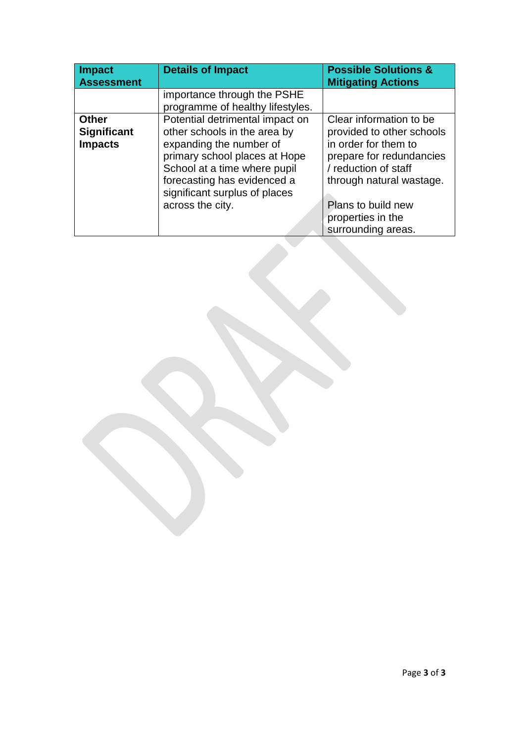| Impact Assessment | Details of Impact | Possible Solutions & Mitigating Actions |
| --- | --- | --- |
| | importance through the PSHE programme of healthy lifestyles. | |
| **Other Significant Impacts** | Potential detrimental impact on other schools in the area by expanding the number of primary school places at Hope School at a time where pupil forecasting has evidenced a significant surplus of places across the city. | Clear information to be provided to other schools in order for them to prepare for redundancies / reduction of staff through natural wastage.<br><br>Plans to build new properties in the surrounding areas. |